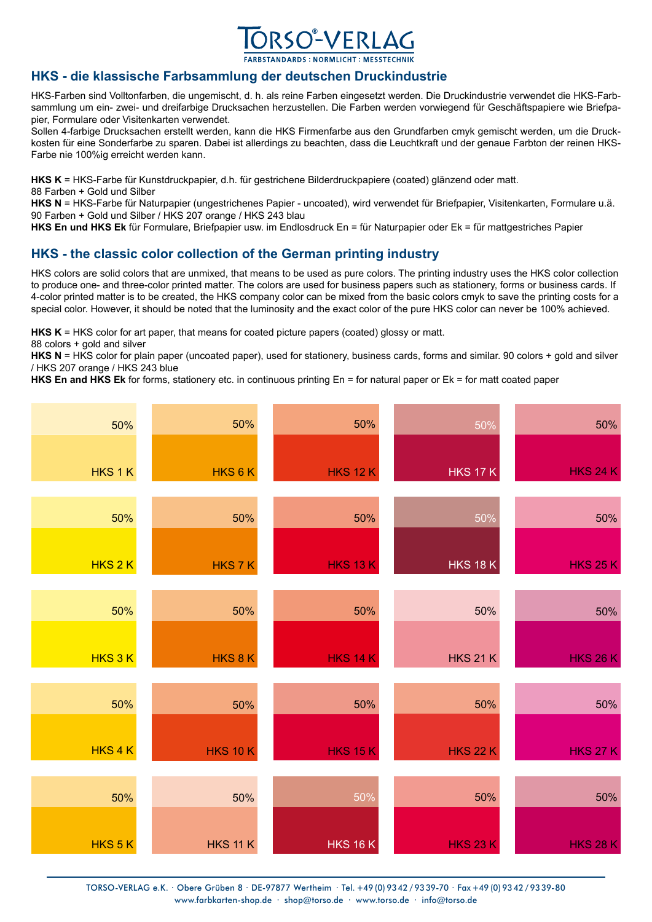# TORSO®-VERLAG

FARBSTANDARDS : NORMLICHT : MESSTECHNIK

## HKS - die klassische Farbsammlung der deutschen Druckindustrie

HKS-Farben sind Volltonfarben, die ungemischt, d. h. als reine Farben eingesetzt werden. Die Druckindustrie verwendet die HKS-Farbsammlung um ein- zwei- und dreifarbige Drucksachen herzustellen. Die Farben werden vorwiegend für Geschäftspapiere wie Briefpapier, Formulare oder Visitenkarten verwendet.
Sollen 4-farbige Drucksachen erstellt werden, kann die HKS Firmenfarbe aus den Grundfarben cmyk gemischt werden, um die Druckkosten für eine Sonderfarbe zu sparen. Dabei ist allerdings zu beachten, dass die Leuchtkraft und der genaue Farbton der reinen HKS-Farbe nie 100%ig erreicht werden kann.

**HKS K** = HKS-Farbe für Kunstdruckpapier, d.h. für gestrichene Bilderdruckpapiere (coated) glänzend oder matt.
88 Farben + Gold und Silber
**HKS N** = HKS-Farbe für Naturpapier (ungestrichenes Papier - uncoated), wird verwendet für Briefpapier, Visitenkarten, Formulare u.ä.
90 Farben + Gold und Silber / HKS 207 orange / HKS 243 blau
**HKS En und HKS Ek** für Formulare, Briefpapier usw. im Endlosdruck En = für Naturpapier oder Ek = für mattgestriches Papier

## HKS - the classic color collection of the German printing industry

HKS colors are solid colors that are unmixed, that means to be used as pure colors. The printing industry uses the HKS color collection to produce one- and three-color printed matter. The colors are used for business papers such as stationery, forms or business cards. If 4-color printed matter is to be created, the HKS company color can be mixed from the basic colors cmyk to save the printing costs for a special color. However, it should be noted that the luminosity and the exact color of the pure HKS color can never be 100% achieved.

**HKS K** = HKS color for art paper, that means for coated picture papers (coated) glossy or matt.
88 colors + gold and silver
**HKS N** = HKS color for plain paper (uncoated paper), used for stationery, business cards, forms and similar. 90 colors + gold and silver / HKS 207 orange / HKS 243 blue
**HKS En and HKS Ek** for forms, stationery etc. in continuous printing En = for natural paper or Ek = for matt coated paper

| | | | | |
|---|---|---|---|---|
| 50% / HKS 1 K | 50% / HKS 6 K | 50% / HKS 12 K | 50% / HKS 17 K | 50% / HKS 24 K |
| 50% / HKS 2 K | 50% / HKS 7 K | 50% / HKS 13 K | 50% / HKS 18 K | 50% / HKS 25 K |
| 50% / HKS 3 K | 50% / HKS 8 K | 50% / HKS 14 K | 50% / HKS 21 K | 50% / HKS 26 K |
| 50% / HKS 4 K | 50% / HKS 10 K | 50% / HKS 15 K | 50% / HKS 22 K | 50% / HKS 27 K |
| 50% / HKS 5 K | 50% / HKS 11 K | 50% / HKS 16 K | 50% / HKS 23 K | 50% / HKS 28 K |

TORSO-VERLAG e.K. · Obere Grüben 8 · DE-97877 Wertheim · Tel. +49 (0) 93 42 / 93 39-70 · Fax +49 (0) 93 42 / 93 39-80
www.farbkarten-shop.de · shop@torso.de · www.torso.de · info@torso.de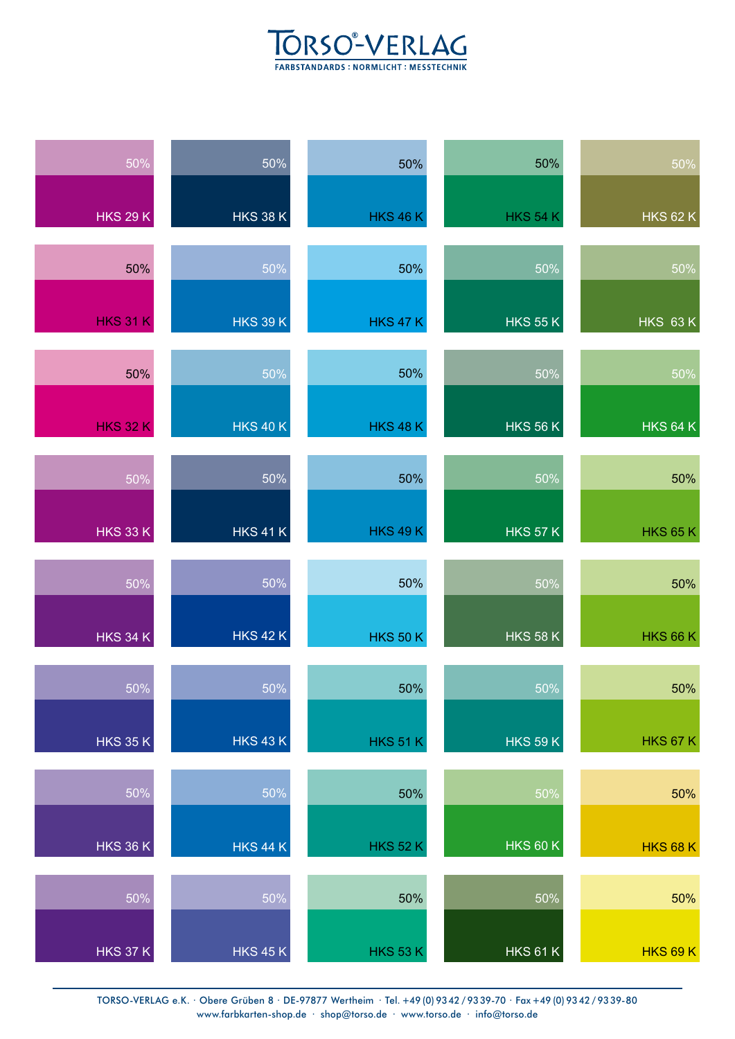# TORSO®-VERLAG

FARBSTANDARDS : NORMLICHT : MESSTECHNIK

| | | | | |
|---|---|---|---|---|
| 50% HKS 29 K | 50% HKS 38 K | 50% HKS 46 K | 50% HKS 54 K | 50% HKS 62 K |
| 50% HKS 31 K | 50% HKS 39 K | 50% HKS 47 K | 50% HKS 55 K | 50% HKS 63 K |
| 50% HKS 32 K | 50% HKS 40 K | 50% HKS 48 K | 50% HKS 56 K | 50% HKS 64 K |
| 50% HKS 33 K | 50% HKS 41 K | 50% HKS 49 K | 50% HKS 57 K | 50% HKS 65 K |
| 50% HKS 34 K | 50% HKS 42 K | 50% HKS 50 K | 50% HKS 58 K | 50% HKS 66 K |
| 50% HKS 35 K | 50% HKS 43 K | 50% HKS 51 K | 50% HKS 59 K | 50% HKS 67 K |
| 50% HKS 36 K | 50% HKS 44 K | 50% HKS 52 K | 50% HKS 60 K | 50% HKS 68 K |
| 50% HKS 37 K | 50% HKS 45 K | 50% HKS 53 K | 50% HKS 61 K | 50% HKS 69 K |

TORSO-VERLAG e.K. · Obere Grüben 8 · DE-97877 Wertheim · Tel. +49 (0) 93 42 / 93 39-70 · Fax +49 (0) 93 42 / 93 39-80
www.farbkarten-shop.de · shop@torso.de · www.torso.de · info@torso.de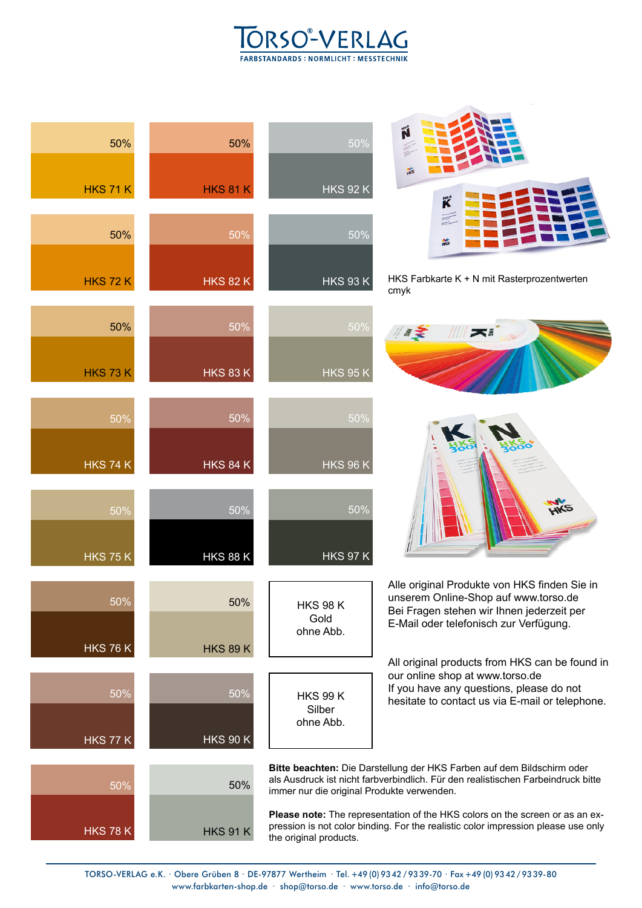# TORSO®-VERLAG

FARBSTANDARDS : NORMLICHT : MESSTECHNIK

| | | |
|---|---|---|
| 50% HKS 71 K | 50% HKS 81 K | 50% HKS 92 K |
| 50% HKS 72 K | 50% HKS 82 K | 50% HKS 93 K |
| 50% HKS 73 K | 50% HKS 83 K | 50% HKS 95 K |
| 50% HKS 74 K | 50% HKS 84 K | 50% HKS 96 K |
| 50% HKS 75 K | 50% HKS 88 K | 50% HKS 97 K |
| 50% HKS 76 K | 50% HKS 89 K | HKS 98 K Gold ohne Abb. |
| 50% HKS 77 K | 50% HKS 90 K | HKS 99 K Silber ohne Abb. |
| 50% HKS 78 K | 50% HKS 91 K | |

HKS Farbkarte K + N mit Rasterprozentwerten cmyk

Alle original Produkte von HKS finden Sie in unserem Online-Shop auf www.torso.de
Bei Fragen stehen wir Ihnen jederzeit per E-Mail oder telefonisch zur Verfügung.

All original products from HKS can be found in our online shop at www.torso.de
If you have any questions, please do not hesitate to contact us via E-mail or telephone.

**Bitte beachten:** Die Darstellung der HKS Farben auf dem Bildschirm oder als Ausdruck ist nicht farbverbindlich. Für den realistischen Farbeindruck bitte immer nur die original Produkte verwenden.

**Please note:** The representation of the HKS colors on the screen or as an ex-pression is not color binding. For the realistic color impression please use only the original products.

TORSO-VERLAG e.K. · Obere Grüben 8 · DE-97877 Wertheim · Tel. +49 (0) 93 42 / 93 39-70 · Fax +49 (0) 93 42 / 93 39-80
www.farbkarten-shop.de · shop@torso.de · www.torso.de · info@torso.de